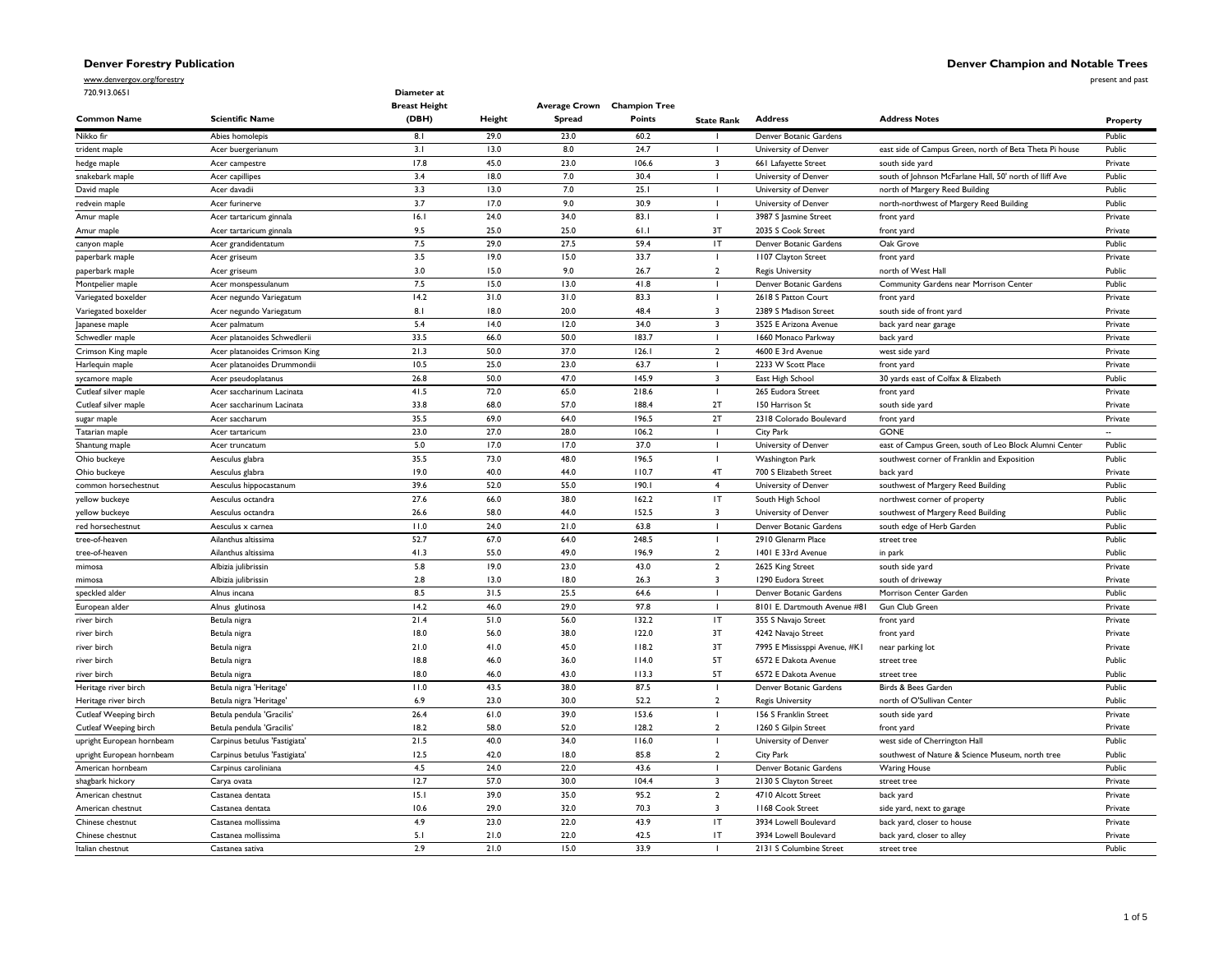**Denver Forestry Publication**

www.denvergov.org/forestry

720.913.0651

**Denver Champion and Notable Trees**

present and past

| Common Name | Scientific Name | Diameter at Breast Height (DBH) | Height | Average Crown Spread | Champion Tree Points | State Rank | Address | Address Notes | Property |
|---|---|---|---|---|---|---|---|---|---|
| Nikko fir | Abies homolepis | 8.1 | 29.0 | 23.0 | 60.2 | 1 | Denver Botanic Gardens | | Public |
| trident maple | Acer buergerianum | 3.1 | 13.0 | 8.0 | 24.7 | 1 | University of Denver | east side of Campus Green, north of Beta Theta Pi house | Public |
| hedge maple | Acer campestre | 17.8 | 45.0 | 23.0 | 106.6 | 3 | 661 Lafayette Street | south side yard | Private |
| snakebark maple | Acer capillipes | 3.4 | 18.0 | 7.0 | 30.4 | 1 | University of Denver | south of Johnson McFarlane Hall, 50' north of Iliff Ave | Public |
| David maple | Acer davadii | 3.3 | 13.0 | 7.0 | 25.1 | 1 | University of Denver | north of Margery Reed Building | Public |
| redvein maple | Acer furinerve | 3.7 | 17.0 | 9.0 | 30.9 | 1 | University of Denver | north-northwest of Margery Reed Building | Public |
| Amur maple | Acer tartaricum ginnala | 16.1 | 24.0 | 34.0 | 83.1 | 1 | 3987 S Jasmine Street | front yard | Private |
| Amur maple | Acer tartaricum ginnala | 9.5 | 25.0 | 25.0 | 61.1 | 3T | 2035 S Cook Street | front yard | Private |
| canyon maple | Acer grandidentatum | 7.5 | 29.0 | 27.5 | 59.4 | 1T | Denver Botanic Gardens | Oak Grove | Public |
| paperbark maple | Acer griseum | 3.5 | 19.0 | 15.0 | 33.7 | 1 | 1107 Clayton Street | front yard | Private |
| paperbark maple | Acer griseum | 3.0 | 15.0 | 9.0 | 26.7 | 2 | Regis University | north of West Hall | Public |
| Montpelier maple | Acer monspessulanum | 7.5 | 15.0 | 13.0 | 41.8 | 1 | Denver Botanic Gardens | Community Gardens near Morrison Center | Public |
| Variegated boxelder | Acer negundo Variegatum | 14.2 | 31.0 | 31.0 | 83.3 | 1 | 2618 S Patton Court | front yard | Private |
| Variegated boxelder | Acer negundo Variegatum | 8.1 | 18.0 | 20.0 | 48.4 | 3 | 2389 S Madison Street | south side of front yard | Private |
| Japanese maple | Acer palmatum | 5.4 | 14.0 | 12.0 | 34.0 | 3 | 3525 E Arizona Avenue | back yard near garage | Private |
| Schwedler maple | Acer platanoides Schwedlerii | 33.5 | 66.0 | 50.0 | 183.7 | 1 | 1660 Monaco Parkway | back yard | Private |
| Crimson King maple | Acer platanoides Crimson King | 21.3 | 50.0 | 37.0 | 126.1 | 2 | 4600 E 3rd Avenue | west side yard | Private |
| Harlequin maple | Acer platanoides Drummondii | 10.5 | 25.0 | 23.0 | 63.7 | 1 | 2233 W Scott Place | front yard | Private |
| sycamore maple | Acer pseudoplatanus | 26.8 | 50.0 | 47.0 | 145.9 | 3 | East High School | 30 yards east of Colfax & Elizabeth | Public |
| Cutleaf silver maple | Acer saccharinum Lacinata | 41.5 | 72.0 | 65.0 | 218.6 | 1 | 265 Eudora Street | front yard | Private |
| Cutleaf silver maple | Acer saccharinum Lacinata | 33.8 | 68.0 | 57.0 | 188.4 | 2T | 150 Harrison St | south side yard | Private |
| sugar maple | Acer saccharum | 35.5 | 69.0 | 64.0 | 196.5 | 2T | 2318 Colorado Boulevard | front yard | Private |
| Tatarian maple | Acer tartaricum | 23.0 | 27.0 | 28.0 | 106.2 | 1 | City Park | GONE | -- |
| Shantung maple | Acer truncatum | 5.0 | 17.0 | 17.0 | 37.0 | 1 | University of Denver | east of Campus Green, south of Leo Block Alumni Center | Public |
| Ohio buckeye | Aesculus glabra | 35.5 | 73.0 | 48.0 | 196.5 | 1 | Washington Park | southwest corner of Franklin and Exposition | Public |
| Ohio buckeye | Aesculus glabra | 19.0 | 40.0 | 44.0 | 110.7 | 4T | 700 S Elizabeth Street | back yard | Private |
| common horsechestnut | Aesculus hippocastanum | 39.6 | 52.0 | 55.0 | 190.1 | 4 | University of Denver | southwest of Margery Reed Building | Public |
| yellow buckeye | Aesculus octandra | 27.6 | 66.0 | 38.0 | 162.2 | 1T | South High School | northwest corner of property | Public |
| yellow buckeye | Aesculus octandra | 26.6 | 58.0 | 44.0 | 152.5 | 3 | University of Denver | southwest of Margery Reed Building | Public |
| red horsechestnut | Aesculus x carnea | 11.0 | 24.0 | 21.0 | 63.8 | 1 | Denver Botanic Gardens | south edge of Herb Garden | Public |
| tree-of-heaven | Ailanthus altissima | 52.7 | 67.0 | 64.0 | 248.5 | 1 | 2910 Glenarm Place | street tree | Public |
| tree-of-heaven | Ailanthus altissima | 41.3 | 55.0 | 49.0 | 196.9 | 2 | 1401 E 33rd Avenue | in park | Public |
| mimosa | Albizia julibrissin | 5.8 | 19.0 | 23.0 | 43.0 | 2 | 2625 King Street | south side yard | Private |
| mimosa | Albizia julibrissin | 2.8 | 13.0 | 18.0 | 26.3 | 3 | 1290 Eudora Street | south of driveway | Private |
| speckled alder | Alnus incana | 8.5 | 31.5 | 25.5 | 64.6 | 1 | Denver Botanic Gardens | Morrison Center Garden | Public |
| European alder | Alnus glutinosa | 14.2 | 46.0 | 29.0 | 97.8 | 1 | 8101 E. Dartmouth Avenue #81 | Gun Club Green | Private |
| river birch | Betula nigra | 21.4 | 51.0 | 56.0 | 132.2 | 1T | 355 S Navajo Street | front yard | Private |
| river birch | Betula nigra | 18.0 | 56.0 | 38.0 | 122.0 | 3T | 4242 Navajo Street | front yard | Private |
| river birch | Betula nigra | 21.0 | 41.0 | 45.0 | 118.2 | 3T | 7995 E Mississppi Avenue, #K1 | near parking lot | Private |
| river birch | Betula nigra | 18.8 | 46.0 | 36.0 | 114.0 | 5T | 6572 E Dakota Avenue | street tree | Public |
| river birch | Betula nigra | 18.0 | 46.0 | 43.0 | 113.3 | 5T | 6572 E Dakota Avenue | street tree | Public |
| Heritage river birch | Betula nigra 'Heritage' | 11.0 | 43.5 | 38.0 | 87.5 | 1 | Denver Botanic Gardens | Birds & Bees Garden | Public |
| Heritage river birch | Betula nigra 'Heritage' | 6.9 | 23.0 | 30.0 | 52.2 | 2 | Regis University | north of O'Sullivan Center | Public |
| Cutleaf Weeping birch | Betula pendula 'Gracilis' | 26.4 | 61.0 | 39.0 | 153.6 | 1 | 156 S Franklin Street | south side yard | Private |
| Cutleaf Weeping birch | Betula pendula 'Gracilis' | 18.2 | 58.0 | 52.0 | 128.2 | 2 | 1260 S Gilpin Street | front yard | Private |
| upright European hornbeam | Carpinus betulus 'Fastigiata' | 21.5 | 40.0 | 34.0 | 116.0 | 1 | University of Denver | west side of Cherrington Hall | Public |
| upright European hornbeam | Carpinus betulus 'Fastigiata' | 12.5 | 42.0 | 18.0 | 85.8 | 2 | City Park | southwest of Nature & Science Museum, north tree | Public |
| American hornbeam | Carpinus caroliniana | 4.5 | 24.0 | 22.0 | 43.6 | 1 | Denver Botanic Gardens | Waring House | Public |
| shagbark hickory | Carya ovata | 12.7 | 57.0 | 30.0 | 104.4 | 3 | 2130 S Clayton Street | street tree | Private |
| American chestnut | Castanea dentata | 15.1 | 39.0 | 35.0 | 95.2 | 2 | 4710 Alcott Street | back yard | Private |
| American chestnut | Castanea dentata | 10.6 | 29.0 | 32.0 | 70.3 | 3 | 1168 Cook Street | side yard, next to garage | Private |
| Chinese chestnut | Castanea mollissima | 4.9 | 23.0 | 22.0 | 43.9 | 1T | 3934 Lowell Boulevard | back yard, closer to house | Private |
| Chinese chestnut | Castanea mollissima | 5.1 | 21.0 | 22.0 | 42.5 | 1T | 3934 Lowell Boulevard | back yard, closer to alley | Private |
| Italian chestnut | Castanea sativa | 2.9 | 21.0 | 15.0 | 33.9 | 1 | 2131 S Columbine Street | street tree | Public |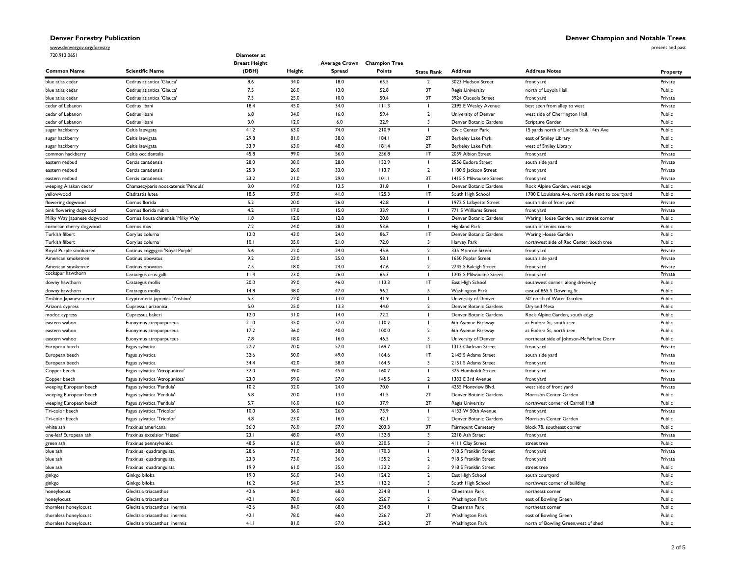**Denver Forestry Publication**

www.denvergov.org/forestry

720.913.0651

**Denver Champion and Notable Trees**

present and past

| Common Name | Scientific Name | Diameter at Breast Height (DBH) | Height | Average Crown Spread | Champion Tree Points | State Rank | Address | Address Notes | Property |
|---|---|---|---|---|---|---|---|---|---|
| blue atlas cedar | Cedrus atlantica 'Glauca' | 8.6 | 34.0 | 18.0 | 65.5 | 2 | 3023 Hudson Street | front yard | Private |
| blue atlas cedar | Cedrus atlantica 'Glauca' | 7.5 | 26.0 | 13.0 | 52.8 | 3T | Regis University | north of Loyola Hall | Public |
| blue atlas cedar | Cedrus atlantica 'Glauca' | 7.3 | 25.0 | 10.0 | 50.4 | 3T | 3924 Osceola Street | front yard | Private |
| cedar of Lebanon | Cedrus libani | 18.4 | 45.0 | 34.0 | 111.3 | 1 | 2395 E Wesley Avenue | best seen from alley to west | Private |
| cedar of Lebanon | Cedrus libani | 6.8 | 34.0 | 16.0 | 59.4 | 2 | University of Denver | west side of Cherrington Hall | Public |
| cedar of Lebanon | Cedrus libani | 3.0 | 12.0 | 6.0 | 22.9 | 3 | Denver Botanic Gardens | Scripture Garden | Public |
| sugar hackberry | Celtis laevigata | 41.2 | 63.0 | 74.0 | 210.9 | 1 | Civic Center Park | 15 yards north of Lincoln St & 14th Ave | Public |
| sugar hackberry | Celtis laevigata | 29.8 | 81.0 | 38.0 | 184.1 | 2T | Berkeley Lake Park | east of Smiley Library | Public |
| sugar hackberry | Celtis laevigata | 33.9 | 63.0 | 48.0 | 181.4 | 2T | Berkeley Lake Park | west of Smiley Library | Public |
| common hackberry | Celtis occidentalis | 45.8 | 99.0 | 56.0 | 256.8 | 1T | 2059 Albion Street | front yard | Private |
| eastern redbud | Cercis canadensis | 28.0 | 38.0 | 28.0 | 132.9 | 1 | 2556 Eudora Street | south side yard | Private |
| eastern redbud | Cercis canadensis | 25.3 | 26.0 | 33.0 | 113.7 | 2 | 1180 S Jackson Street | front yard | Private |
| eastern redbud | Cercis canadensis | 23.2 | 21.0 | 29.0 | 101.1 | 3T | 1415 S Milwaukee Street | front yard | Private |
| weeping Alaskan cedar | Chamaecyparis nootkatensis 'Pendula' | 3.0 | 19.0 | 13.5 | 31.8 | 1 | Denver Botanic Gardens | Rock Alpine Garden, west edge | Public |
| yellowwood | Cladrastis lutea | 18.5 | 57.0 | 41.0 | 125.3 | 1T | South High School | 1700 E Louisiana Ave, north side next to courtyard | Public |
| flowering dogwood | Cornus florida | 5.2 | 20.0 | 26.0 | 42.8 | 1 | 1972 S Lafayette Street | south side of front yard | Private |
| pink flowering dogwood | Cornus florida rubra | 4.2 | 17.0 | 15.0 | 33.9 | 1 | 771 S Williams Street | front yard | Private |
| Milky Way Japanese dogwood | Cornus kousa chinensis 'Milky Way' | 1.8 | 12.0 | 12.8 | 20.8 | 1 | Denver Botanic Gardens | Waring House Garden, near street corner | Public |
| cornelian cherry dogwood | Cornus mas | 7.2 | 24.0 | 28.0 | 53.6 | 1 | Highland Park | south of tennis courts | Public |
| Turkish filbert | Corylus colurna | 12.0 | 43.0 | 24.0 | 86.7 | 1T | Denver Botanic Gardens | Waring House Garden | Public |
| Turkish filbert | Corylus colurna | 10.1 | 35.0 | 21.0 | 72.0 | 3 | Harvey Park | northwest side of Rec Center, south tree | Public |
| Royal Purple smoketree | Cotinus coggygria 'Royal Purple' | 5.6 | 22.0 | 24.0 | 45.6 | 2 | 335 Monroe Street | front yard | Private |
| American smoketree | Cotinus obovatus | 9.2 | 23.0 | 25.0 | 58.1 | 1 | 1650 Poplar Street | south side yard | Private |
| American smoketree | Cotinus obovatus | 7.5 | 18.0 | 24.0 | 47.6 | 2 | 2745 S Raleigh Street | front yard | Private |
| cockspur hawthorn | Crataegus crus-galli | 11.4 | 23.0 | 26.0 | 65.3 | 1 | 1205 S Milwaukee Street | front yard | Private |
| downy hawthorn | Crataegus mollis | 20.0 | 39.0 | 46.0 | 113.3 | 1T | East High School | southwest corner, along driveway | Public |
| downy hawthorn | Crataegus mollis | 14.8 | 38.0 | 47.0 | 96.2 | 5 | Washington Park | east of 865 S Downing St | Public |
| Yoshino Japanese-cedar | Cryptomeria japonica 'Yoshino' | 5.3 | 22.0 | 13.0 | 41.9 | 1 | University of Denver | 50' north of Water Garden | Public |
| Arizona cypress | Cupressus arizonica | 5.0 | 25.0 | 13.3 | 44.0 | 2 | Denver Botanic Gardens | Dryland Mesa | Public |
| modoc cypress | Cupressus bakeri | 12.0 | 31.0 | 14.0 | 72.2 | 1 | Denver Botanic Gardens | Rock Alpine Garden, south edge | Public |
| eastern wahoo | Euonymus atropurpureus | 21.0 | 35.0 | 37.0 | 110.2 | 1 | 6th Avenue Parkway | at Eudora St, south tree | Public |
| eastern wahoo | Euonymus atropurpureus | 17.2 | 36.0 | 40.0 | 100.0 | 2 | 6th Avenue Parkway | at Eudora St, north tree | Public |
| eastern wahoo | Euonymus atropurpureus | 7.8 | 18.0 | 16.0 | 46.5 | 3 | University of Denver | northeast side of Johnson-McFarlane Dorm | Public |
| European beech | Fagus sylvatica | 27.2 | 70.0 | 57.0 | 169.7 | 1T | 1313 Clarkson Street | front yard | Private |
| European beech | Fagus sylvatica | 32.6 | 50.0 | 49.0 | 164.6 | 1T | 2145 S Adams Street | south side yard | Private |
| European beech | Fagus sylvatica | 34.4 | 42.0 | 58.0 | 164.5 | 3 | 2151 S Adams Street | front yard | Private |
| Copper beech | Fagus sylvatica 'Atropunicea' | 32.0 | 49.0 | 45.0 | 160.7 | 1 | 375 Humboldt Street | front yard | Private |
| Copper beech | Fagus sylvatica 'Atropunicea' | 23.0 | 59.0 | 57.0 | 145.5 | 2 | 1333 E 3rd Avenue | front yard | Private |
| weeping European beech | Fagus sylvatica 'Pendula' | 10.2 | 32.0 | 24.0 | 70.0 | 1 | 4255 Montview Blvd. | west side of front yard | Private |
| weeping European beech | Fagus sylvatica 'Pendula' | 5.8 | 20.0 | 13.0 | 41.5 | 2T | Denver Botanic Gardens | Morrison Center Garden | Public |
| weeping European beech | Fagus sylvatica 'Pendula' | 5.7 | 16.0 | 16.0 | 37.9 | 2T | Regis University | northwest corner of Carroll Hall | Public |
| Tri-color beech | Fagus sylvatica 'Tricolor' | 10.0 | 36.0 | 26.0 | 73.9 | 1 | 4133 W 50th Avenue | front yard | Private |
| Tri-color beech | Fagus sylvatica 'Tricolor' | 4.8 | 23.0 | 16.0 | 42.1 | 2 | Denver Botanic Gardens | Morrison Center Garden | Public |
| white ash | Fraxinus americana | 36.0 | 76.0 | 57.0 | 203.3 | 3T | Fairmount Cemetery | block 78, southeast corner | Public |
| one-leaf European ash | Fraxinus excelsior 'Hessei' | 23.1 | 48.0 | 49.0 | 132.8 | 3 | 2218 Ash Street | front yard | Private |
| green ash | Fraxinus pennsylvanica | 48.5 | 61.0 | 69.0 | 230.5 | 3 | 4111 Clay Street | street tree | Public |
| blue ash | Fraxinus quadrangulata | 28.6 | 71.0 | 38.0 | 170.3 | 1 | 918 S Franklin Street | front yard | Private |
| blue ash | Fraxinus quadrangulata | 23.3 | 73.0 | 36.0 | 155.2 | 2 | 918 S Franklin Street | front yard | Private |
| blue ash | Fraxinus quadrangulata | 19.9 | 61.0 | 35.0 | 132.2 | 3 | 918 S Franklin Street | street tree | Public |
| ginkgo | Ginkgo biloba | 19.0 | 56.0 | 34.0 | 124.2 | 2 | East High School | south courtyard | Public |
| ginkgo | Ginkgo biloba | 16.2 | 54.0 | 29.5 | 112.2 | 3 | South High School | northwest corner of building | Public |
| honeylocust | Gleditsia triacanthos | 42.6 | 84.0 | 68.0 | 234.8 | 1 | Cheesman Park | northeast corner | Public |
| honeylocust | Gleditsia triacanthos | 42.1 | 78.0 | 66.0 | 226.7 | 2 | Washington Park | east of Bowling Green | Public |
| thornless honeylocust | Gleditsia triacanthos inermis | 42.6 | 84.0 | 68.0 | 234.8 | 1 | Cheesman Park | northeast corner | Public |
| thornless honeylocust | Gleditsia triacanthos inermis | 42.1 | 78.0 | 66.0 | 226.7 | 2T | Washington Park | east of Bowling Green | Public |
| thornless honeylocust | Gleditsia triacanthos inermis | 41.1 | 81.0 | 57.0 | 224.3 | 2T | Washington Park | north of Bowling Green,west of shed | Public |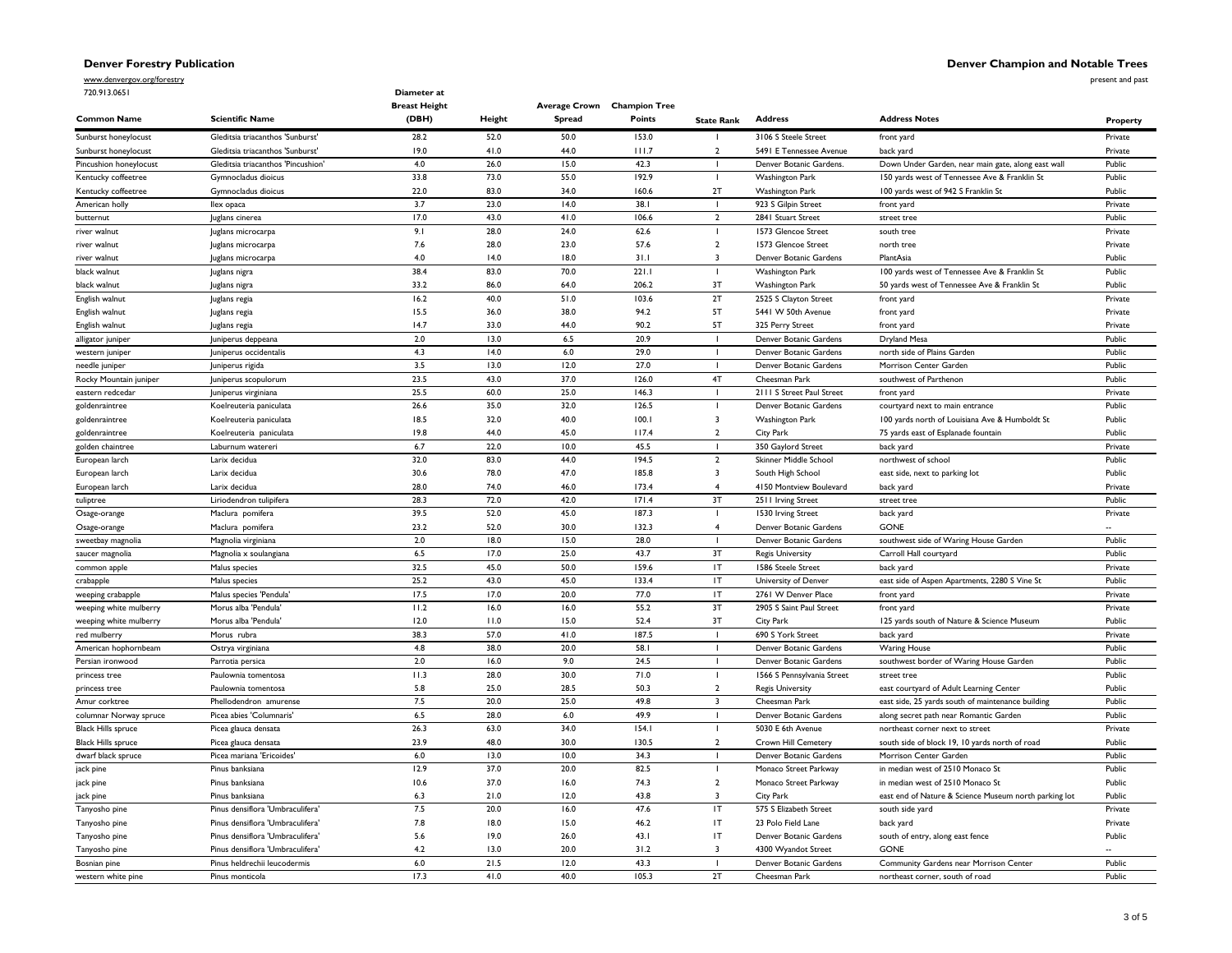**Denver Forestry Publication**

www.denvergov.org/forestry

720.913.0651

**Denver Champion and Notable Trees**

present and past

| Common Name | Scientific Name | Diameter at Breast Height (DBH) | Height | Average Crown Spread | Champion Tree Points | State Rank | Address | Address Notes | Property |
|---|---|---|---|---|---|---|---|---|---|
| Sunburst honeylocust | Gleditsia triacanthos 'Sunburst' | 28.2 | 52.0 | 50.0 | 153.0 | 1 | 3106 S Steele Street | front yard | Private |
| Sunburst honeylocust | Gleditsia triacanthos 'Sunburst' | 19.0 | 41.0 | 44.0 | 111.7 | 2 | 5491 E Tennessee Avenue | back yard | Private |
| Pincushion honeylocust | Gleditsia triacanthos 'Pincushion' | 4.0 | 26.0 | 15.0 | 42.3 | 1 | Denver Botanic Gardens. | Down Under Garden, near main gate, along east wall | Public |
| Kentucky coffeetree | Gymnocladus dioicus | 33.8 | 73.0 | 55.0 | 192.9 | 1 | Washington Park | 150 yards west of Tennessee Ave & Franklin St | Public |
| Kentucky coffeetree | Gymnocladus dioicus | 22.0 | 83.0 | 34.0 | 160.6 | 2T | Washington Park | 100 yards west of 942 S Franklin St | Public |
| American holly | Ilex opaca | 3.7 | 23.0 | 14.0 | 38.1 | 1 | 923 S Gilpin Street | front yard | Private |
| butternut | Juglans cinerea | 17.0 | 43.0 | 41.0 | 106.6 | 2 | 2841 Stuart Street | street tree | Public |
| river walnut | Juglans microcarpa | 9.1 | 28.0 | 24.0 | 62.6 | 1 | 1573 Glencoe Street | south tree | Private |
| river walnut | Juglans microcarpa | 7.6 | 28.0 | 23.0 | 57.6 | 2 | 1573 Glencoe Street | north tree | Private |
| river walnut | Juglans microcarpa | 4.0 | 14.0 | 18.0 | 31.1 | 3 | Denver Botanic Gardens | PlantAsia | Public |
| black walnut | Juglans nigra | 38.4 | 83.0 | 70.0 | 221.1 | 1 | Washington Park | 100 yards west of Tennessee Ave & Franklin St | Public |
| black walnut | Juglans nigra | 33.2 | 86.0 | 64.0 | 206.2 | 3T | Washington Park | 50 yards west of Tennessee Ave & Franklin St | Public |
| English walnut | Juglans regia | 16.2 | 40.0 | 51.0 | 103.6 | 2T | 2525 S Clayton Street | front yard | Private |
| English walnut | Juglans regia | 15.5 | 36.0 | 38.0 | 94.2 | 5T | 5441 W 50th Avenue | front yard | Private |
| English walnut | Juglans regia | 14.7 | 33.0 | 44.0 | 90.2 | 5T | 325 Perry Street | front yard | Private |
| alligator juniper | Juniperus deppeana | 2.0 | 13.0 | 6.5 | 20.9 | 1 | Denver Botanic Gardens | Dryland Mesa | Public |
| western juniper | Juniperus occidentalis | 4.3 | 14.0 | 6.0 | 29.0 | 1 | Denver Botanic Gardens | north side of Plains Garden | Public |
| needle juniper | Juniperus rigida | 3.5 | 13.0 | 12.0 | 27.0 | 1 | Denver Botanic Gardens | Morrison Center Garden | Public |
| Rocky Mountain juniper | Juniperus scopulorum | 23.5 | 43.0 | 37.0 | 126.0 | 4T | Cheesman Park | southwest of Parthenon | Public |
| eastern redcedar | Juniperus virginiana | 25.5 | 60.0 | 25.0 | 146.3 | 1 | 2111 S Street Paul Street | front yard | Private |
| goldenraintree | Koelreuteria paniculata | 26.6 | 35.0 | 32.0 | 126.5 | 1 | Denver Botanic Gardens | courtyard next to main entrance | Public |
| goldenraintree | Koelreuteria paniculata | 18.5 | 32.0 | 40.0 | 100.1 | 3 | Washington Park | 100 yards north of Louisiana Ave & Humboldt St | Public |
| goldenraintree | Koelreuteria paniculata | 19.8 | 44.0 | 45.0 | 117.4 | 2 | City Park | 75 yards east of Esplanade fountain | Public |
| golden chaintree | Laburnum watereri | 6.7 | 22.0 | 10.0 | 45.5 | 1 | 350 Gaylord Street | back yard | Private |
| European larch | Larix decidua | 32.0 | 83.0 | 44.0 | 194.5 | 2 | Skinner Middle School | northwest of school | Public |
| European larch | Larix decidua | 30.6 | 78.0 | 47.0 | 185.8 | 3 | South High School | east side, next to parking lot | Public |
| European larch | Larix decidua | 28.0 | 74.0 | 46.0 | 173.4 | 4 | 4150 Montview Boulevard | back yard | Private |
| tuliptree | Liriodendron tulipifera | 28.3 | 72.0 | 42.0 | 171.4 | 3T | 2511 Irving Street | street tree | Public |
| Osage-orange | Maclura pomifera | 39.5 | 52.0 | 45.0 | 187.3 | 1 | 1530 Irving Street | back yard | Private |
| Osage-orange | Maclura pomifera | 23.2 | 52.0 | 30.0 | 132.3 | 4 | Denver Botanic Gardens | GONE | -- |
| sweetbay magnolia | Magnolia virginiana | 2.0 | 18.0 | 15.0 | 28.0 | 1 | Denver Botanic Gardens | southwest side of Waring House Garden | Public |
| saucer magnolia | Magnolia x soulangiana | 6.5 | 17.0 | 25.0 | 43.7 | 3T | Regis University | Carroll Hall courtyard | Public |
| common apple | Malus species | 32.5 | 45.0 | 50.0 | 159.6 | 1T | 1586 Steele Street | back yard | Private |
| crabapple | Malus species | 25.2 | 43.0 | 45.0 | 133.4 | 1T | University of Denver | east side of Aspen Apartments, 2280 S Vine St | Public |
| weeping crabapple | Malus species 'Pendula' | 17.5 | 17.0 | 20.0 | 77.0 | 1T | 2761 W Denver Place | front yard | Private |
| weeping white mulberry | Morus alba 'Pendula' | 11.2 | 16.0 | 16.0 | 55.2 | 3T | 2905 S Saint Paul Street | front yard | Private |
| weeping white mulberry | Morus alba 'Pendula' | 12.0 | 11.0 | 15.0 | 52.4 | 3T | City Park | 125 yards south of Nature & Science Museum | Public |
| red mulberry | Morus rubra | 38.3 | 57.0 | 41.0 | 187.5 | 1 | 690 S York Street | back yard | Private |
| American hophornbeam | Ostrya virginiana | 4.8 | 38.0 | 20.0 | 58.1 | 1 | Denver Botanic Gardens | Waring House | Public |
| Persian ironwood | Parrotia persica | 2.0 | 16.0 | 9.0 | 24.5 | 1 | Denver Botanic Gardens | southwest border of Waring House Garden | Public |
| princess tree | Paulownia tomentosa | 11.3 | 28.0 | 30.0 | 71.0 | 1 | 1566 S Pennsylvania Street | street tree | Public |
| princess tree | Paulownia tomentosa | 5.8 | 25.0 | 28.5 | 50.3 | 2 | Regis University | east courtyard of Adult Learning Center | Public |
| Amur corktree | Phellodendron amurense | 7.5 | 20.0 | 25.0 | 49.8 | 3 | Cheesman Park | east side, 25 yards south of maintenance building | Public |
| columnar Norway spruce | Picea abies 'Columnaris' | 6.5 | 28.0 | 6.0 | 49.9 | 1 | Denver Botanic Gardens | along secret path near Romantic Garden | Public |
| Black Hills spruce | Picea glauca densata | 26.3 | 63.0 | 34.0 | 154.1 | 1 | 5030 E 6th Avenue | northeast corner next to street | Private |
| Black Hills spruce | Picea glauca densata | 23.9 | 48.0 | 30.0 | 130.5 | 2 | Crown Hill Cemetery | south side of block 19, 10 yards north of road | Public |
| dwarf black spruce | Picea mariana 'Ericoides' | 6.0 | 13.0 | 10.0 | 34.3 | 1 | Denver Botanic Gardens | Morrison Center Garden | Public |
| jack pine | Pinus banksiana | 12.9 | 37.0 | 20.0 | 82.5 | 1 | Monaco Street Parkway | in median west of 2510 Monaco St | Public |
| jack pine | Pinus banksiana | 10.6 | 37.0 | 16.0 | 74.3 | 2 | Monaco Street Parkway | in median west of 2510 Monaco St | Public |
| jack pine | Pinus banksiana | 6.3 | 21.0 | 12.0 | 43.8 | 3 | City Park | east end of Nature & Science Museum north parking lot | Public |
| Tanyosho pine | Pinus densiflora 'Umbraculifera' | 7.5 | 20.0 | 16.0 | 47.6 | 1T | 575 S Elizabeth Street | south side yard | Private |
| Tanyosho pine | Pinus densiflora 'Umbraculifera' | 7.8 | 18.0 | 15.0 | 46.2 | 1T | 23 Polo Field Lane | back yard | Private |
| Tanyosho pine | Pinus densiflora 'Umbraculifera' | 5.6 | 19.0 | 26.0 | 43.1 | 1T | Denver Botanic Gardens | south of entry, along east fence | Public |
| Tanyosho pine | Pinus densiflora 'Umbraculifera' | 4.2 | 13.0 | 20.0 | 31.2 | 3 | 4300 Wyandot Street | GONE | -- |
| Bosnian pine | Pinus heldrechii leucodermis | 6.0 | 21.5 | 12.0 | 43.3 | 1 | Denver Botanic Gardens | Community Gardens near Morrison Center | Public |
| western white pine | Pinus monticola | 17.3 | 41.0 | 40.0 | 105.3 | 2T | Cheesman Park | northeast corner, south of road | Public |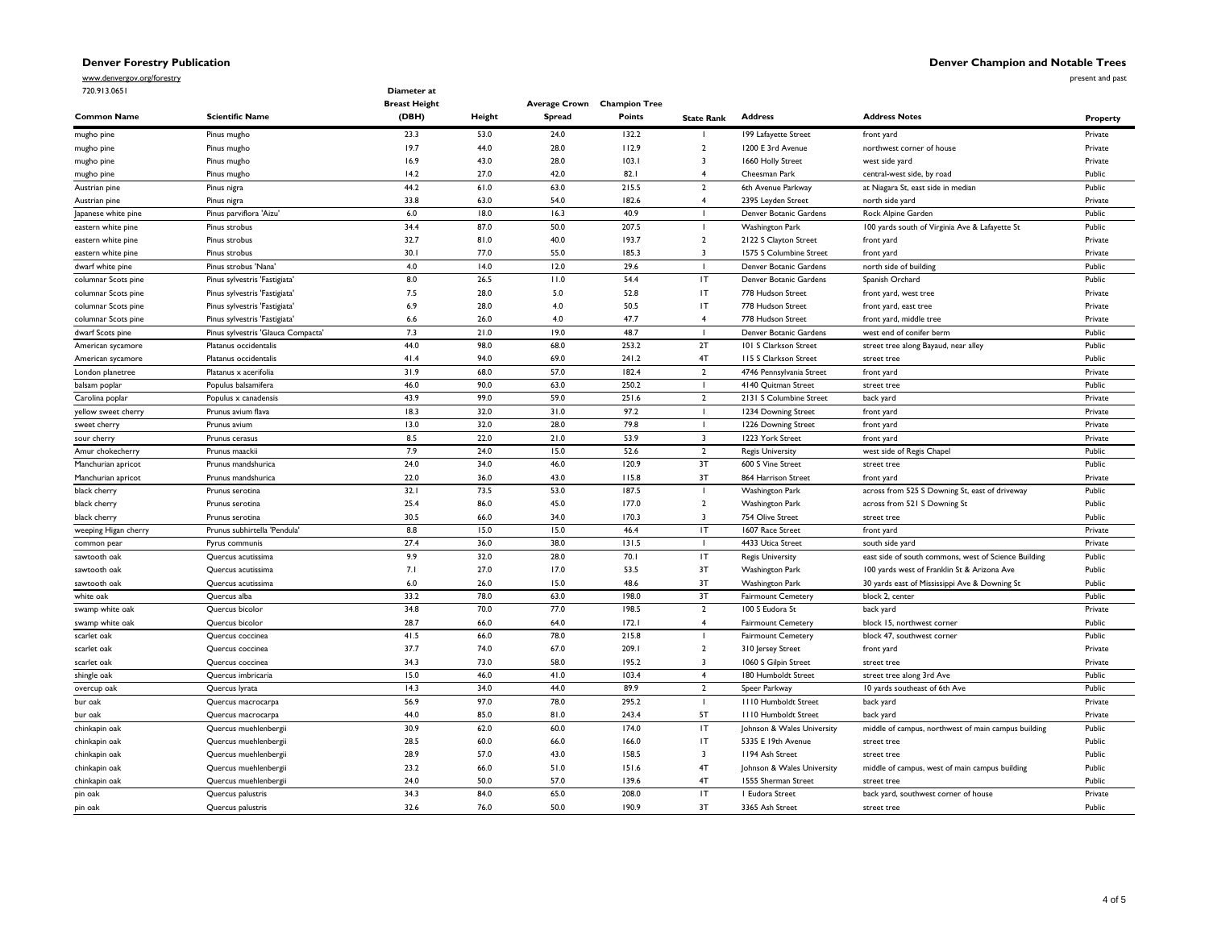**Denver Forestry Publication**

www.denvergov.org/forestry

720.913.0651

**Denver Champion and Notable Trees**

present and past

| Common Name | Scientific Name | Diameter at Breast Height (DBH) | Height | Average Crown Spread | Champion Tree Points | State Rank | Address | Address Notes | Property |
|---|---|---|---|---|---|---|---|---|---|
| mugho pine | Pinus mugho | 23.3 | 53.0 | 24.0 | 132.2 | 1 | 199 Lafayette Street | front yard | Private |
| mugho pine | Pinus mugho | 19.7 | 44.0 | 28.0 | 112.9 | 2 | 1200 E 3rd Avenue | northwest corner of house | Private |
| mugho pine | Pinus mugho | 16.9 | 43.0 | 28.0 | 103.1 | 3 | 1660 Holly Street | west side yard | Private |
| mugho pine | Pinus mugho | 14.2 | 27.0 | 42.0 | 82.1 | 4 | Cheesman Park | central-west side, by road | Public |
| Austrian pine | Pinus nigra | 44.2 | 61.0 | 63.0 | 215.5 | 2 | 6th Avenue Parkway | at Niagara St, east side in median | Public |
| Austrian pine | Pinus nigra | 33.8 | 63.0 | 54.0 | 182.6 | 4 | 2395 Leyden Street | north side yard | Private |
| Japanese white pine | Pinus parviflora 'Aizu' | 6.0 | 18.0 | 16.3 | 40.9 | 1 | Denver Botanic Gardens | Rock Alpine Garden | Public |
| eastern white pine | Pinus strobus | 34.4 | 87.0 | 50.0 | 207.5 | 1 | Washington Park | 100 yards south of Virginia Ave & Lafayette St | Public |
| eastern white pine | Pinus strobus | 32.7 | 81.0 | 40.0 | 193.7 | 2 | 2122 S Clayton Street | front yard | Private |
| eastern white pine | Pinus strobus | 30.1 | 77.0 | 55.0 | 185.3 | 3 | 1575 S Columbine Street | front yard | Private |
| dwarf white pine | Pinus strobus 'Nana' | 4.0 | 14.0 | 12.0 | 29.6 | 1 | Denver Botanic Gardens | north side of building | Public |
| columnar Scots pine | Pinus sylvestris 'Fastigiata' | 8.0 | 26.5 | 11.0 | 54.4 | 1T | Denver Botanic Gardens | Spanish Orchard | Public |
| columnar Scots pine | Pinus sylvestris 'Fastigiata' | 7.5 | 28.0 | 5.0 | 52.8 | 1T | 778 Hudson Street | front yard, west tree | Private |
| columnar Scots pine | Pinus sylvestris 'Fastigiata' | 6.9 | 28.0 | 4.0 | 50.5 | 1T | 778 Hudson Street | front yard, east tree | Private |
| columnar Scots pine | Pinus sylvestris 'Fastigiata' | 6.6 | 26.0 | 4.0 | 47.7 | 4 | 778 Hudson Street | front yard, middle tree | Private |
| dwarf Scots pine | Pinus sylvestris 'Glauca Compacta' | 7.3 | 21.0 | 19.0 | 48.7 | 1 | Denver Botanic Gardens | west end of conifer berm | Public |
| American sycamore | Platanus occidentalis | 44.0 | 98.0 | 68.0 | 253.2 | 2T | 101 S Clarkson Street | street tree along Bayaud, near alley | Public |
| American sycamore | Platanus occidentalis | 41.4 | 94.0 | 69.0 | 241.2 | 4T | 115 S Clarkson Street | street tree | Public |
| London planetree | Platanus x acerifolia | 31.9 | 68.0 | 57.0 | 182.4 | 2 | 4746 Pennsylvania Street | front yard | Private |
| balsam poplar | Populus balsamifera | 46.0 | 90.0 | 63.0 | 250.2 | 1 | 4140 Quitman Street | street tree | Public |
| Carolina poplar | Populus x canadensis | 43.9 | 99.0 | 59.0 | 251.6 | 2 | 2131 S Columbine Street | back yard | Private |
| yellow sweet cherry | Prunus avium flava | 18.3 | 32.0 | 31.0 | 97.2 | 1 | 1234 Downing Street | front yard | Private |
| sweet cherry | Prunus avium | 13.0 | 32.0 | 28.0 | 79.8 | 1 | 1226 Downing Street | front yard | Private |
| sour cherry | Prunus cerasus | 8.5 | 22.0 | 21.0 | 53.9 | 3 | 1223 York Street | front yard | Private |
| Amur chokecherry | Prunus maackii | 7.9 | 24.0 | 15.0 | 52.6 | 2 | Regis University | west side of Regis Chapel | Public |
| Manchurian apricot | Prunus mandshurica | 24.0 | 34.0 | 46.0 | 120.9 | 3T | 600 S Vine Street | street tree | Public |
| Manchurian apricot | Prunus mandshurica | 22.0 | 36.0 | 43.0 | 115.8 | 3T | 864 Harrison Street | front yard | Private |
| black cherry | Prunus serotina | 32.1 | 73.5 | 53.0 | 187.5 | 1 | Washington Park | across from 525 S Downing St, east of driveway | Public |
| black cherry | Prunus serotina | 25.4 | 86.0 | 45.0 | 177.0 | 2 | Washington Park | across from 521 S Downing St | Public |
| black cherry | Prunus serotina | 30.5 | 66.0 | 34.0 | 170.3 | 3 | 754 Olive Street | street tree | Public |
| weeping Higan cherry | Prunus subhirtella 'Pendula' | 8.8 | 15.0 | 15.0 | 46.4 | 1T | 1607 Race Street | front yard | Private |
| common pear | Pyrus communis | 27.4 | 36.0 | 38.0 | 131.5 | 1 | 4433 Utica Street | south side yard | Private |
| sawtooth oak | Quercus acutissima | 9.9 | 32.0 | 28.0 | 70.1 | 1T | Regis University | east side of south commons, west of Science Building | Public |
| sawtooth oak | Quercus acutissima | 7.1 | 27.0 | 17.0 | 53.5 | 3T | Washington Park | 100 yards west of Franklin St & Arizona Ave | Public |
| sawtooth oak | Quercus acutissima | 6.0 | 26.0 | 15.0 | 48.6 | 3T | Washington Park | 30 yards east of Mississippi Ave & Downing St | Public |
| white oak | Quercus alba | 33.2 | 78.0 | 63.0 | 198.0 | 3T | Fairmount Cemetery | block 2, center | Public |
| swamp white oak | Quercus bicolor | 34.8 | 70.0 | 77.0 | 198.5 | 2 | 100 S Eudora St | back yard | Private |
| swamp white oak | Quercus bicolor | 28.7 | 66.0 | 64.0 | 172.1 | 4 | Fairmount Cemetery | block 15, northwest corner | Public |
| scarlet oak | Quercus coccinea | 41.5 | 66.0 | 78.0 | 215.8 | 1 | Fairmount Cemetery | block 47, southwest corner | Public |
| scarlet oak | Quercus coccinea | 37.7 | 74.0 | 67.0 | 209.1 | 2 | 310 Jersey Street | front yard | Private |
| scarlet oak | Quercus coccinea | 34.3 | 73.0 | 58.0 | 195.2 | 3 | 1060 S Gilpin Street | street tree | Private |
| shingle oak | Quercus imbricaria | 15.0 | 46.0 | 41.0 | 103.4 | 4 | 180 Humboldt Street | street tree along 3rd Ave | Public |
| overcup oak | Quercus lyrata | 14.3 | 34.0 | 44.0 | 89.9 | 2 | Speer Parkway | 10 yards southeast of 6th Ave | Public |
| bur oak | Quercus macrocarpa | 56.9 | 97.0 | 78.0 | 295.2 | 1 | 1110 Humboldt Street | back yard | Private |
| bur oak | Quercus macrocarpa | 44.0 | 85.0 | 81.0 | 243.4 | 5T | 1110 Humboldt Street | back yard | Private |
| chinkapin oak | Quercus muehlenbergii | 30.9 | 62.0 | 60.0 | 174.0 | 1T | Johnson & Wales University | middle of campus, northwest of main campus building | Public |
| chinkapin oak | Quercus muehlenbergii | 28.5 | 60.0 | 66.0 | 166.0 | 1T | 5335 E 19th Avenue | street tree | Public |
| chinkapin oak | Quercus muehlenbergii | 28.9 | 57.0 | 43.0 | 158.5 | 3 | 1194 Ash Street | street tree | Public |
| chinkapin oak | Quercus muehlenbergii | 23.2 | 66.0 | 51.0 | 151.6 | 4T | Johnson & Wales University | middle of campus, west of main campus building | Public |
| chinkapin oak | Quercus muehlenbergii | 24.0 | 50.0 | 57.0 | 139.6 | 4T | 1555 Sherman Street | street tree | Public |
| pin oak | Quercus palustris | 34.3 | 84.0 | 65.0 | 208.0 | 1T | 1 Eudora Street | back yard, southwest corner of house | Private |
| pin oak | Quercus palustris | 32.6 | 76.0 | 50.0 | 190.9 | 3T | 3365 Ash Street | street tree | Public |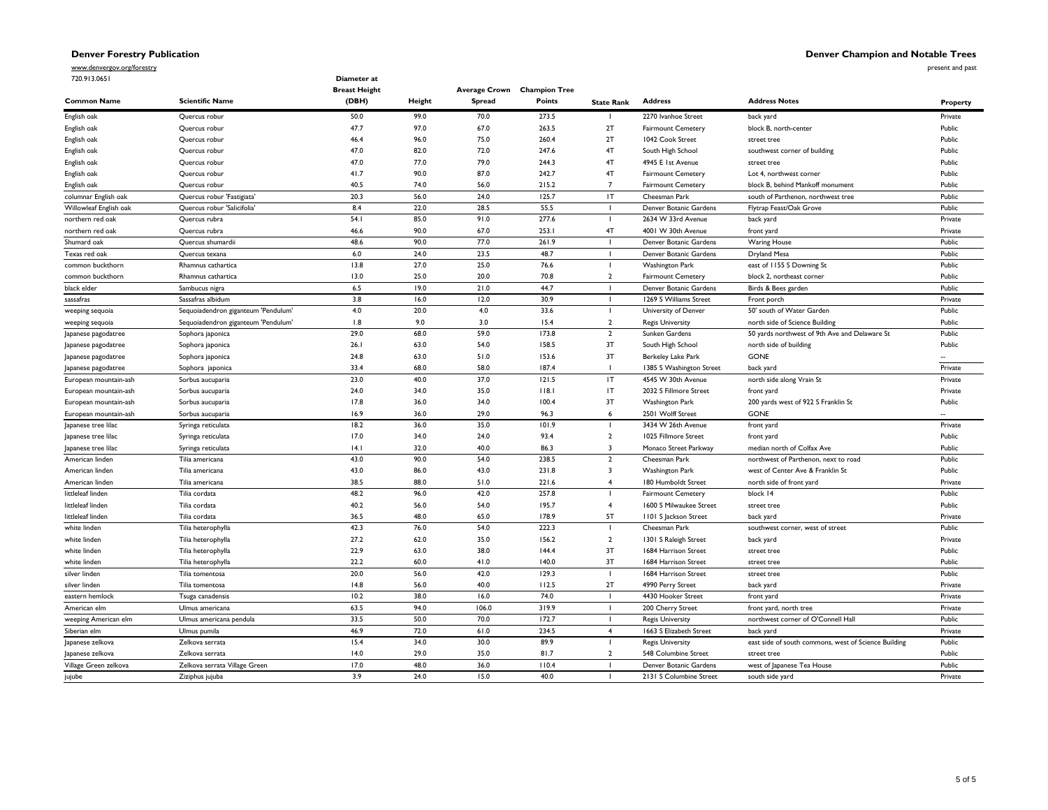**Denver Forestry Publication**

www.denvergov.org/forestry

720.913.0651

**Denver Champion and Notable Trees**

present and past

| Common Name | Scientific Name | Diameter at Breast Height (DBH) | Height | Average Crown Spread | Champion Tree Points | State Rank | Address | Address Notes | Property |
|---|---|---|---|---|---|---|---|---|---|
| English oak | Quercus robur | 50.0 | 99.0 | 70.0 | 273.5 | 1 | 2270 Ivanhoe Street | back yard | Private |
| English oak | Quercus robur | 47.7 | 97.0 | 67.0 | 263.5 | 2T | Fairmount Cemetery | block B, north-center | Public |
| English oak | Quercus robur | 46.4 | 96.0 | 75.0 | 260.4 | 2T | 1042 Cook Street | street tree | Public |
| English oak | Quercus robur | 47.0 | 82.0 | 72.0 | 247.6 | 4T | South High School | southwest corner of building | Public |
| English oak | Quercus robur | 47.0 | 77.0 | 79.0 | 244.3 | 4T | 4945 E 1st Avenue | street tree | Public |
| English oak | Quercus robur | 41.7 | 90.0 | 87.0 | 242.7 | 4T | Fairmount Cemetery | Lot 4, northwest corner | Public |
| English oak | Quercus robur | 40.5 | 74.0 | 56.0 | 215.2 | 7 | Fairmount Cemetery | block B, behind Mankoff monument | Public |
| columnar English oak | Quercus robur 'Fastigiata' | 20.3 | 56.0 | 24.0 | 125.7 | 1T | Cheesman Park | south of Parthenon, northwest tree | Public |
| Willowleaf English oak | Quercus robur 'Salicifolia' | 8.4 | 22.0 | 28.5 | 55.5 | 1 | Denver Botanic Gardens | Flytrap Feast/Oak Grove | Public |
| northern red oak | Quercus rubra | 54.1 | 85.0 | 91.0 | 277.6 | 1 | 2634 W 33rd Avenue | back yard | Private |
| northern red oak | Quercus rubra | 46.6 | 90.0 | 67.0 | 253.1 | 4T | 4001 W 30th Avenue | front yard | Private |
| Shumard oak | Quercus shumardii | 48.6 | 90.0 | 77.0 | 261.9 | 1 | Denver Botanic Gardens | Waring House | Public |
| Texas red oak | Quercus texana | 6.0 | 24.0 | 23.5 | 48.7 | 1 | Denver Botanic Gardens | Dryland Mesa | Public |
| common buckthorn | Rhamnus cathartica | 13.8 | 27.0 | 25.0 | 76.6 | 1 | Washington Park | east of 1155 S Downing St | Public |
| common buckthorn | Rhamnus cathartica | 13.0 | 25.0 | 20.0 | 70.8 | 2 | Fairmount Cemetery | block 2, northeast corner | Public |
| black elder | Sambucus nigra | 6.5 | 19.0 | 21.0 | 44.7 | 1 | Denver Botanic Gardens | Birds & Bees garden | Public |
| sassafras | Sassafras albidum | 3.8 | 16.0 | 12.0 | 30.9 | 1 | 1269 S Williams Street | Front porch | Private |
| weeping sequoia | Sequoiadendron giganteum 'Pendulum' | 4.0 | 20.0 | 4.0 | 33.6 | 1 | University of Denver | 50' south of Water Garden | Public |
| weeping sequoia | Sequoiadendron giganteum 'Pendulum' | 1.8 | 9.0 | 3.0 | 15.4 | 2 | Regis University | north side of Science Building | Public |
| Japanese pagodatree | Sophora japonica | 29.0 | 68.0 | 59.0 | 173.8 | 2 | Sunken Gardens | 50 yards northwest of 9th Ave and Delaware St | Public |
| Japanese pagodatree | Sophora japonica | 26.1 | 63.0 | 54.0 | 158.5 | 3T | South High School | north side of building | Public |
| Japanese pagodatree | Sophora japonica | 24.8 | 63.0 | 51.0 | 153.6 | 3T | Berkeley Lake Park | GONE | -- |
| Japanese pagodatree | Sophora japonica | 33.4 | 68.0 | 58.0 | 187.4 | 1 | 1385 S Washington Street | back yard | Private |
| European mountain-ash | Sorbus aucuparia | 23.0 | 40.0 | 37.0 | 121.5 | 1T | 4545 W 30th Avenue | north side along Vrain St | Private |
| European mountain-ash | Sorbus aucuparia | 24.0 | 34.0 | 35.0 | 118.1 | 1T | 2032 S Fillmore Street | front yard | Private |
| European mountain-ash | Sorbus aucuparia | 17.8 | 36.0 | 34.0 | 100.4 | 3T | Washington Park | 200 yards west of 922 S Franklin St | Public |
| European mountain-ash | Sorbus aucuparia | 16.9 | 36.0 | 29.0 | 96.3 | 6 | 2501 Wolff Street | GONE | -- |
| Japanese tree lilac | Syringa reticulata | 18.2 | 36.0 | 35.0 | 101.9 | 1 | 3434 W 26th Avenue | front yard | Private |
| Japanese tree lilac | Syringa reticulata | 17.0 | 34.0 | 24.0 | 93.4 | 2 | 1025 Fillmore Street | front yard | Public |
| Japanese tree lilac | Syringa reticulata | 14.1 | 32.0 | 40.0 | 86.3 | 3 | Monaco Street Parkway | median north of Colfax Ave | Public |
| American linden | Tilia americana | 43.0 | 90.0 | 54.0 | 238.5 | 2 | Cheesman Park | northwest of Parthenon, next to road | Public |
| American linden | Tilia americana | 43.0 | 86.0 | 43.0 | 231.8 | 3 | Washington Park | west of Center Ave & Franklin St | Public |
| American linden | Tilia americana | 38.5 | 88.0 | 51.0 | 221.6 | 4 | 180 Humboldt Street | north side of front yard | Private |
| littleleaf linden | Tilia cordata | 48.2 | 96.0 | 42.0 | 257.8 | 1 | Fairmount Cemetery | block 14 | Public |
| littleleaf linden | Tilia cordata | 40.2 | 56.0 | 54.0 | 195.7 | 4 | 1600 S Milwaukee Street | street tree | Public |
| littleleaf linden | Tilia cordata | 36.5 | 48.0 | 65.0 | 178.9 | 5T | 1101 S Jackson Street | back yard | Private |
| white linden | Tilia heterophylla | 42.3 | 76.0 | 54.0 | 222.3 | 1 | Cheesman Park | southwest corner, west of street | Public |
| white linden | Tilia heterophylla | 27.2 | 62.0 | 35.0 | 156.2 | 2 | 1301 S Raleigh Street | back yard | Private |
| white linden | Tilia heterophylla | 22.9 | 63.0 | 38.0 | 144.4 | 3T | 1684 Harrison Street | street tree | Public |
| white linden | Tilia heterophylla | 22.2 | 60.0 | 41.0 | 140.0 | 3T | 1684 Harrison Street | street tree | Public |
| silver linden | Tilia tomentosa | 20.0 | 56.0 | 42.0 | 129.3 | 1 | 1684 Harrison Street | street tree | Public |
| silver linden | Tilia tomentosa | 14.8 | 56.0 | 40.0 | 112.5 | 2T | 4990 Perry Street | back yard | Private |
| eastern hemlock | Tsuga canadensis | 10.2 | 38.0 | 16.0 | 74.0 | 1 | 4430 Hooker Street | front yard | Private |
| American elm | Ulmus americana | 63.5 | 94.0 | 106.0 | 319.9 | 1 | 200 Cherry Street | front yard, north tree | Private |
| weeping American elm | Ulmus americana pendula | 33.5 | 50.0 | 70.0 | 172.7 | 1 | Regis University | northwest corner of O'Connell Hall | Public |
| Siberian elm | Ulmus pumila | 46.9 | 72.0 | 61.0 | 234.5 | 4 | 1663 S Elizabeth Street | back yard | Private |
| Japanese zelkova | Zelkova serrata | 15.4 | 34.0 | 30.0 | 89.9 | 1 | Regis University | east side of south commons, west of Science Building | Public |
| Japanese zelkova | Zelkova serrata | 14.0 | 29.0 | 35.0 | 81.7 | 2 | 548 Columbine Street | street tree | Public |
| Village Green zelkova | Zelkova serrata Village Green | 17.0 | 48.0 | 36.0 | 110.4 | 1 | Denver Botanic Gardens | west of Japanese Tea House | Public |
| jujube | Ziziphus jujuba | 3.9 | 24.0 | 15.0 | 40.0 | 1 | 2131 S Columbine Street | south side yard | Private |